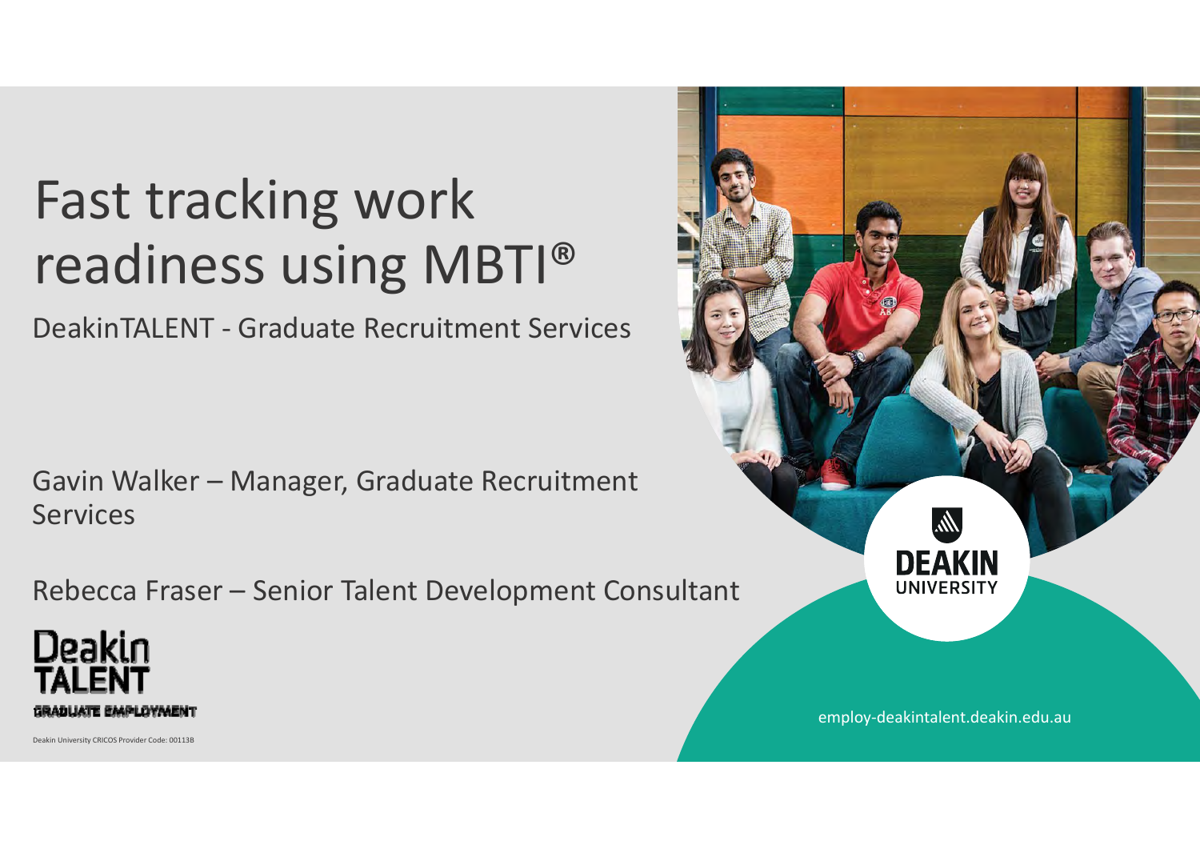# Fast tracking work readiness using MBTI®

DeakinTALENT - Graduate Recruitment Services

Gavin Walker – Manager, Graduate Recruitment Services

Rebecca Fraser – Senior Talent Development Consultant

Deakin TALENT

GRADUATE EMPLOYMENT

DEAKIN UNIVERSITY

employ-deakintalent.deakin.edu.au

Deakin University CRICOS Provider Code: 00113B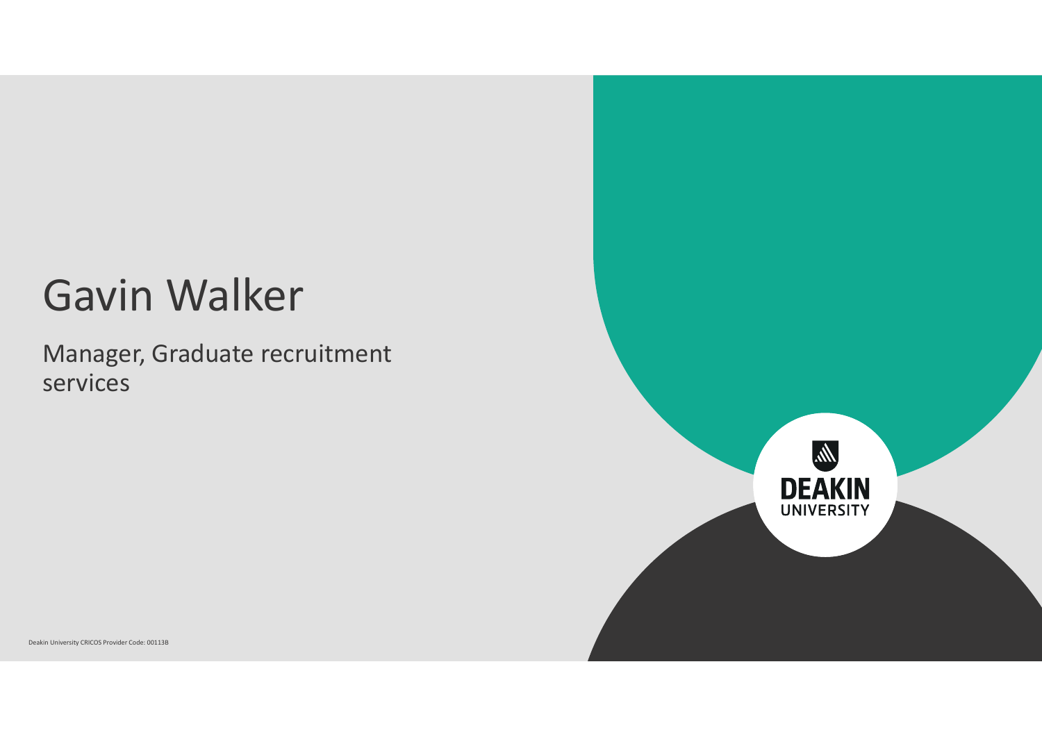# Gavin Walker

Manager, Graduate recruitment services

DEAKIN UNIVERSITY

Deakin University CRICOS Provider Code: 00113B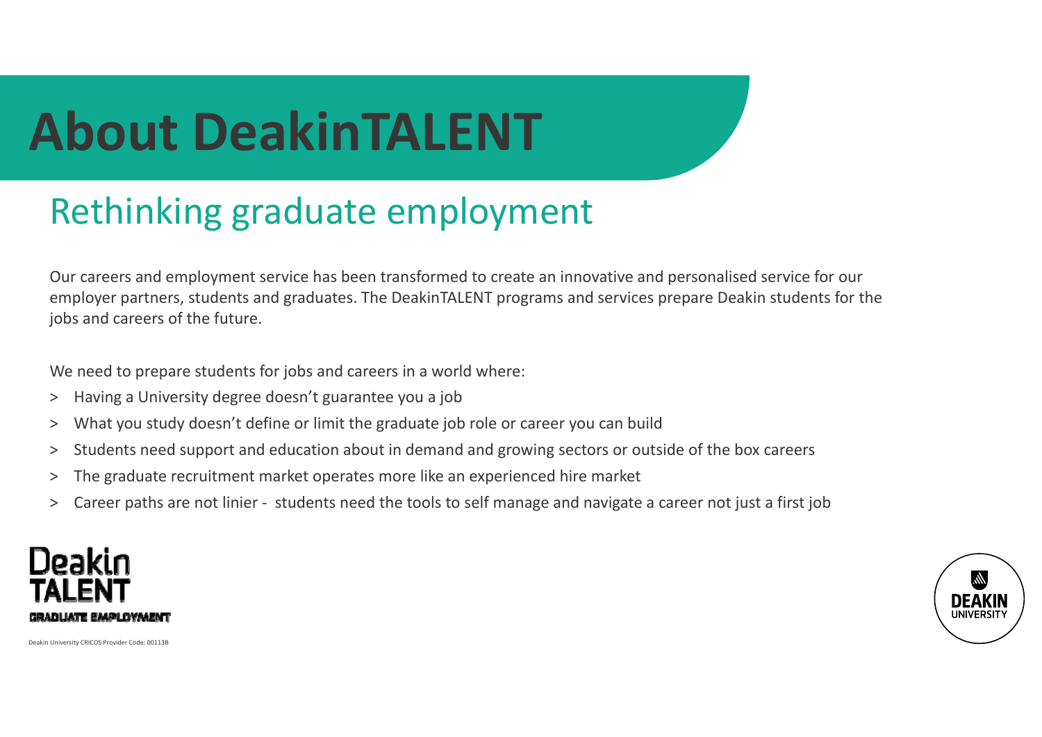# About DeakinTALENT

## Rethinking graduate employment

Our careers and employment service has been transformed to create an innovative and personalised service for our employer partners, students and graduates. The DeakinTALENT programs and services prepare Deakin students for the jobs and careers of the future.

We need to prepare students for jobs and careers in a world where:

- Having a University degree doesn't guarantee you a job
- What you study doesn't define or limit the graduate job role or career you can build
- Students need support and education about in demand and growing sectors or outside of the box careers
- The graduate recruitment market operates more like an experienced hire market
- Career paths are not linier - students need the tools to self manage and navigate a career not just a first job

Deakin TALENT GRADUATE EMPLOYMENT

Deakin University CRICOS Provider Code: 00113B

DEAKIN UNIVERSITY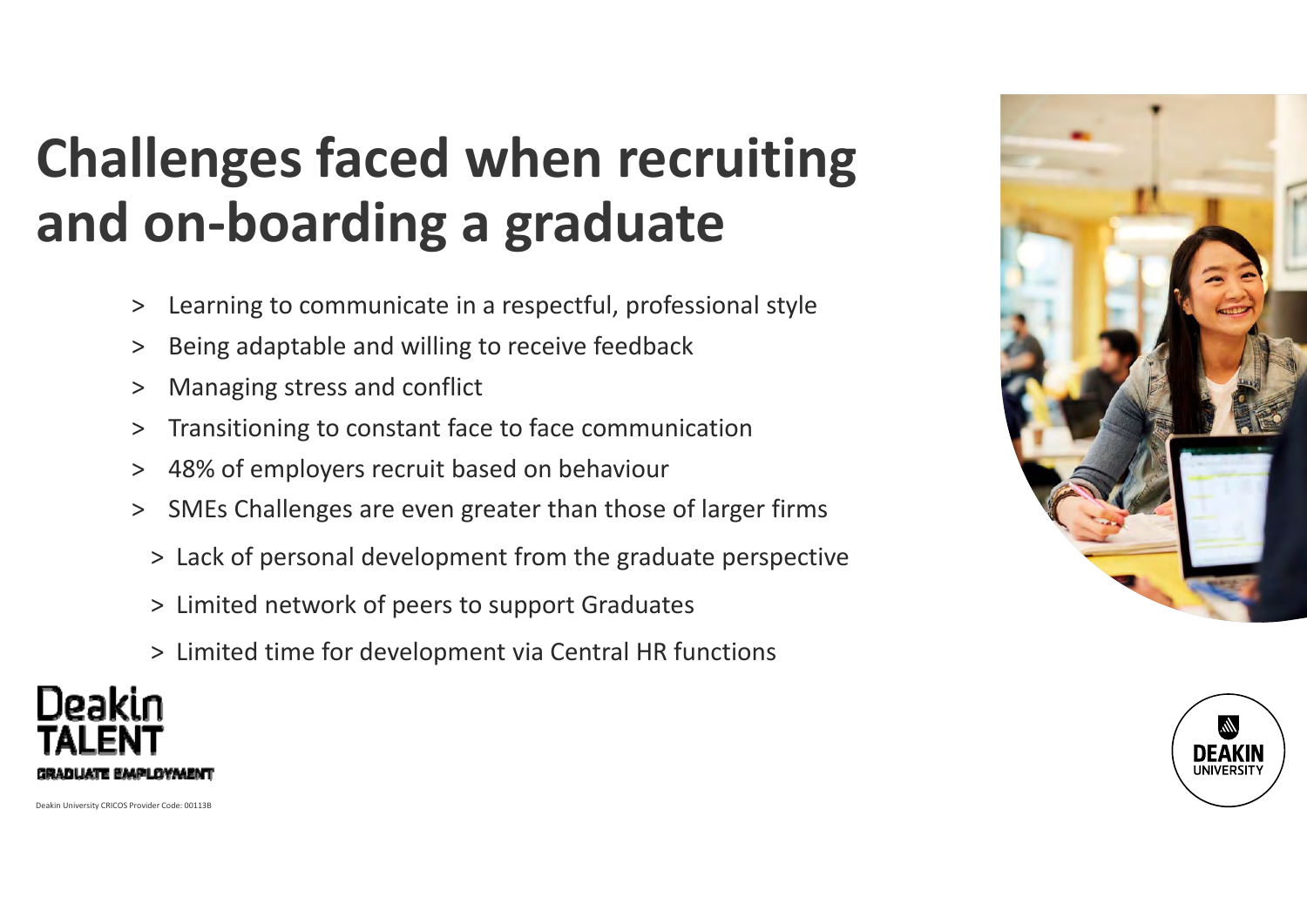# Challenges faced when recruiting and on-boarding a graduate

- Learning to communicate in a respectful, professional style
- Being adaptable and willing to receive feedback
- Managing stress and conflict
- Transitioning to constant face to face communication
- 48% of employers recruit based on behaviour
- SMEs Challenges are even greater than those of larger firms
  - Lack of personal development from the graduate perspective
  - Limited network of peers to support Graduates
  - Limited time for development via Central HR functions

Deakin TALENT GRADUATE EMPLOYMENT

Deakin University CRICOS Provider Code: 00113B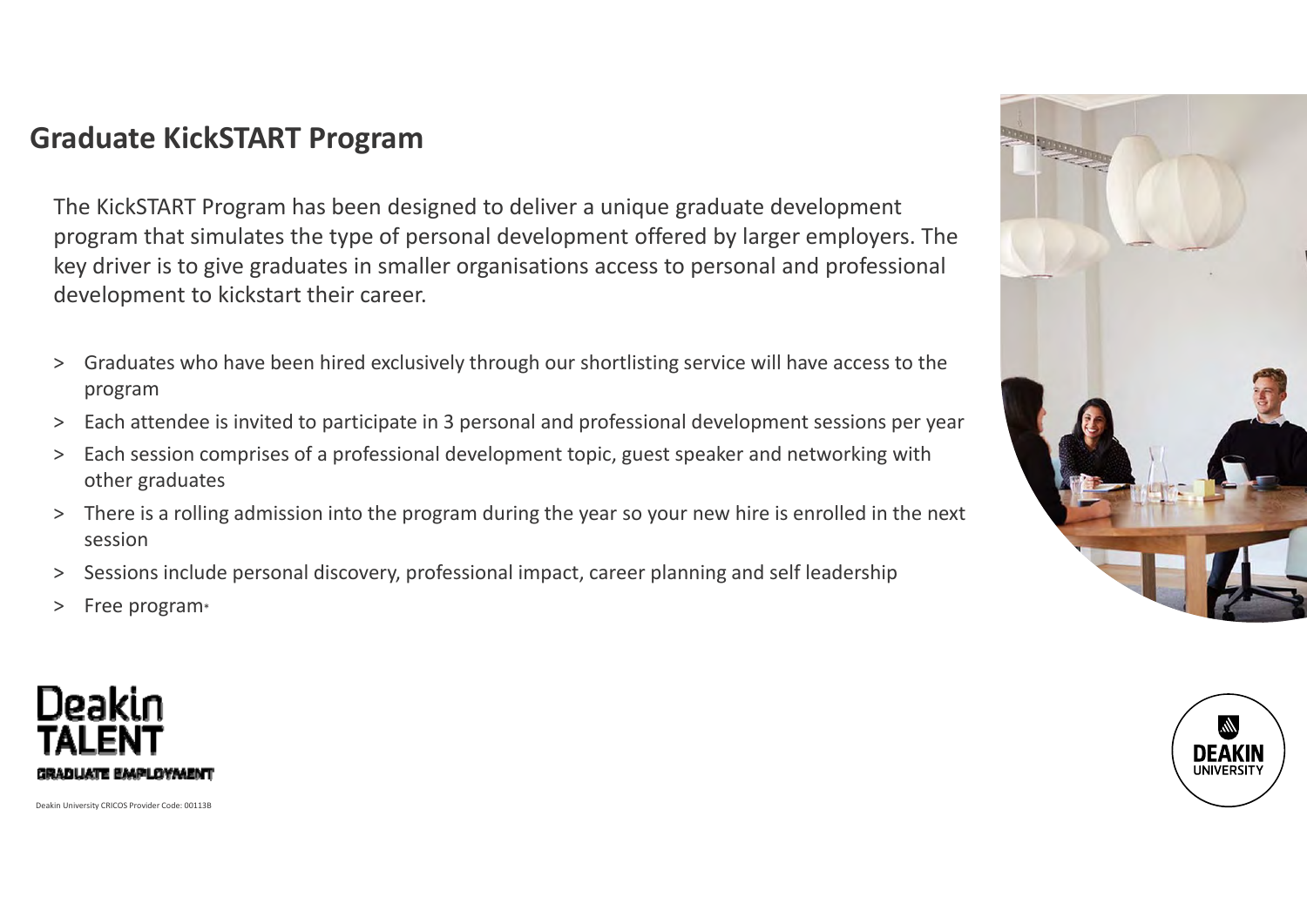## Graduate KickSTART Program

The KickSTART Program has been designed to deliver a unique graduate development program that simulates the type of personal development offered by larger employers. The key driver is to give graduates in smaller organisations access to personal and professional development to kickstart their career.

- Graduates who have been hired exclusively through our shortlisting service will have access to the program
- Each attendee is invited to participate in 3 personal and professional development sessions per year
- Each session comprises of a professional development topic, guest speaker and networking with other graduates
- There is a rolling admission into the program during the year so your new hire is enrolled in the next session
- Sessions include personal discovery, professional impact, career planning and self leadership
- Free program*

Deakin TALENT
GRADUATE EMPLOYMENT

Deakin University CRICOS Provider Code: 00113B

DEAKIN UNIVERSITY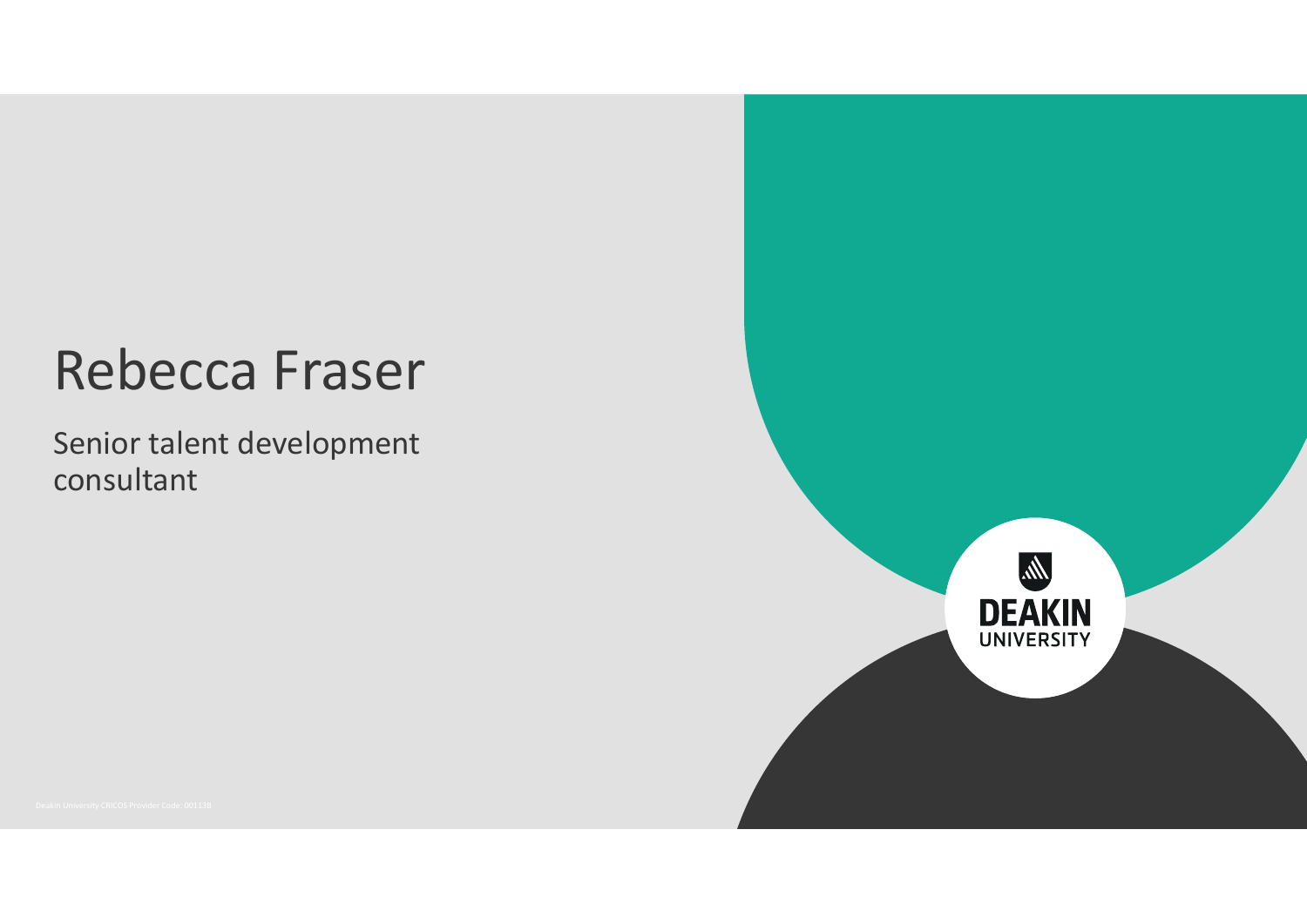# Rebecca Fraser

Senior talent development consultant

Deakin University CRICOS Provider Code: 00113B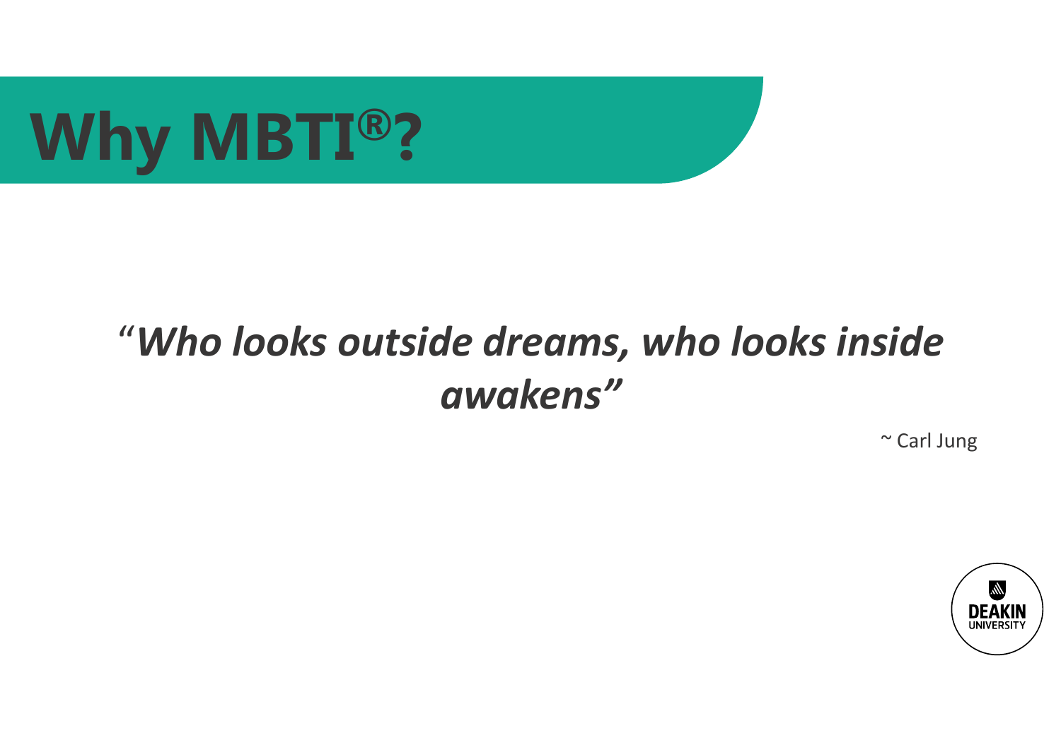# Why MBTI®?

*"Who looks outside dreams, who looks inside awakens"*

~ Carl Jung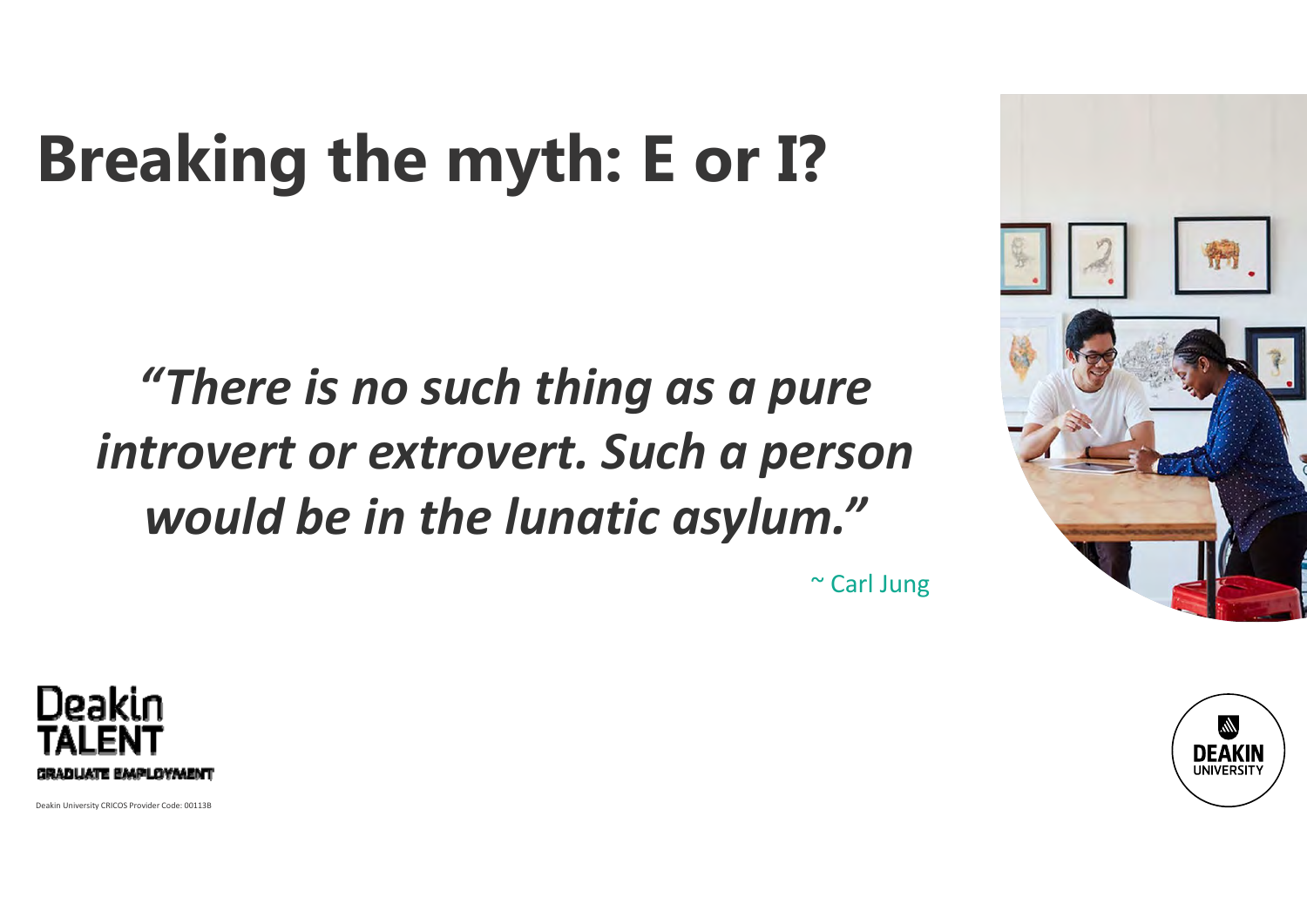# Breaking the myth: E or I?

*"There is no such thing as a pure introvert or extrovert. Such a person would be in the lunatic asylum."*

~ Carl Jung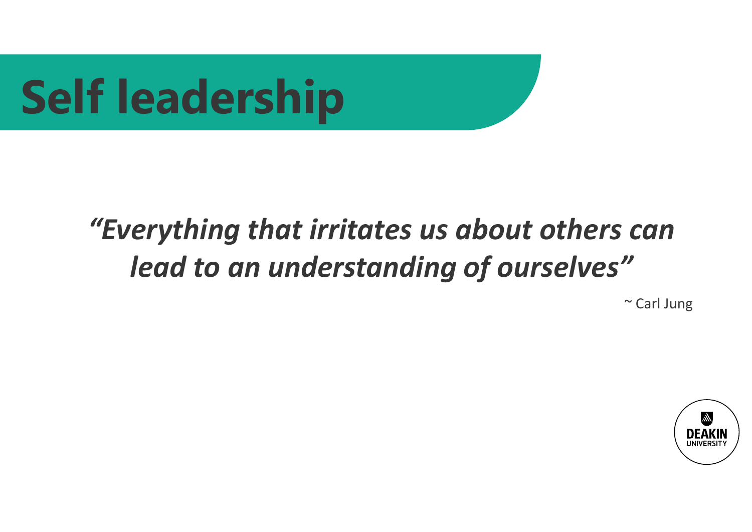# Self leadership

*"Everything that irritates us about others can lead to an understanding of ourselves"*

~ Carl Jung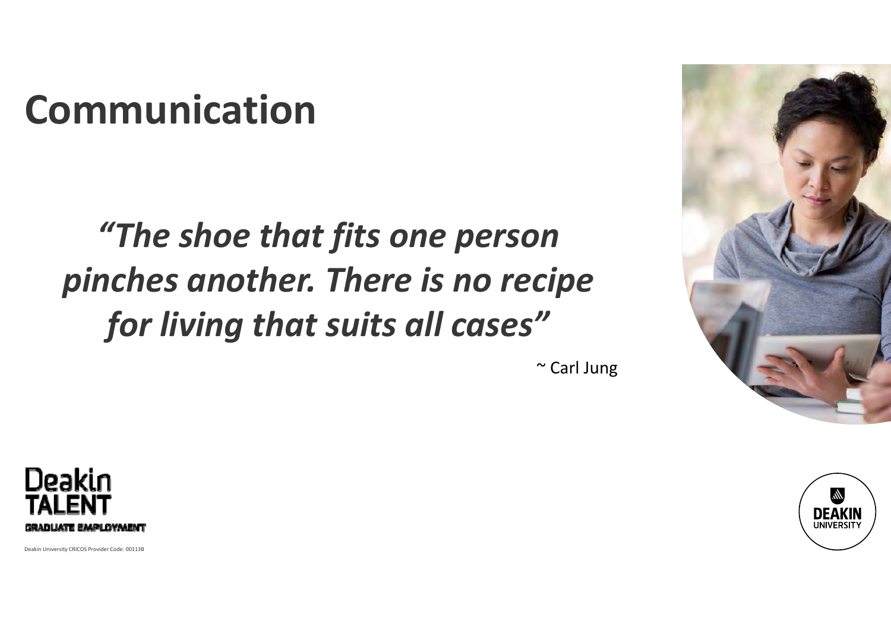# Communication

> ***"The shoe that fits one person pinches another. There is no recipe for living that suits all cases"***
>
> ~ Carl Jung

Deakin University CRICOS Provider Code: 00113B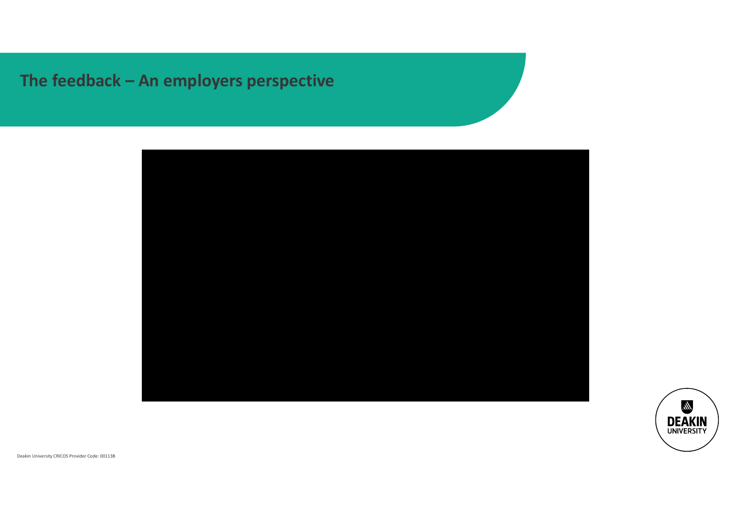# The feedback – An employers perspective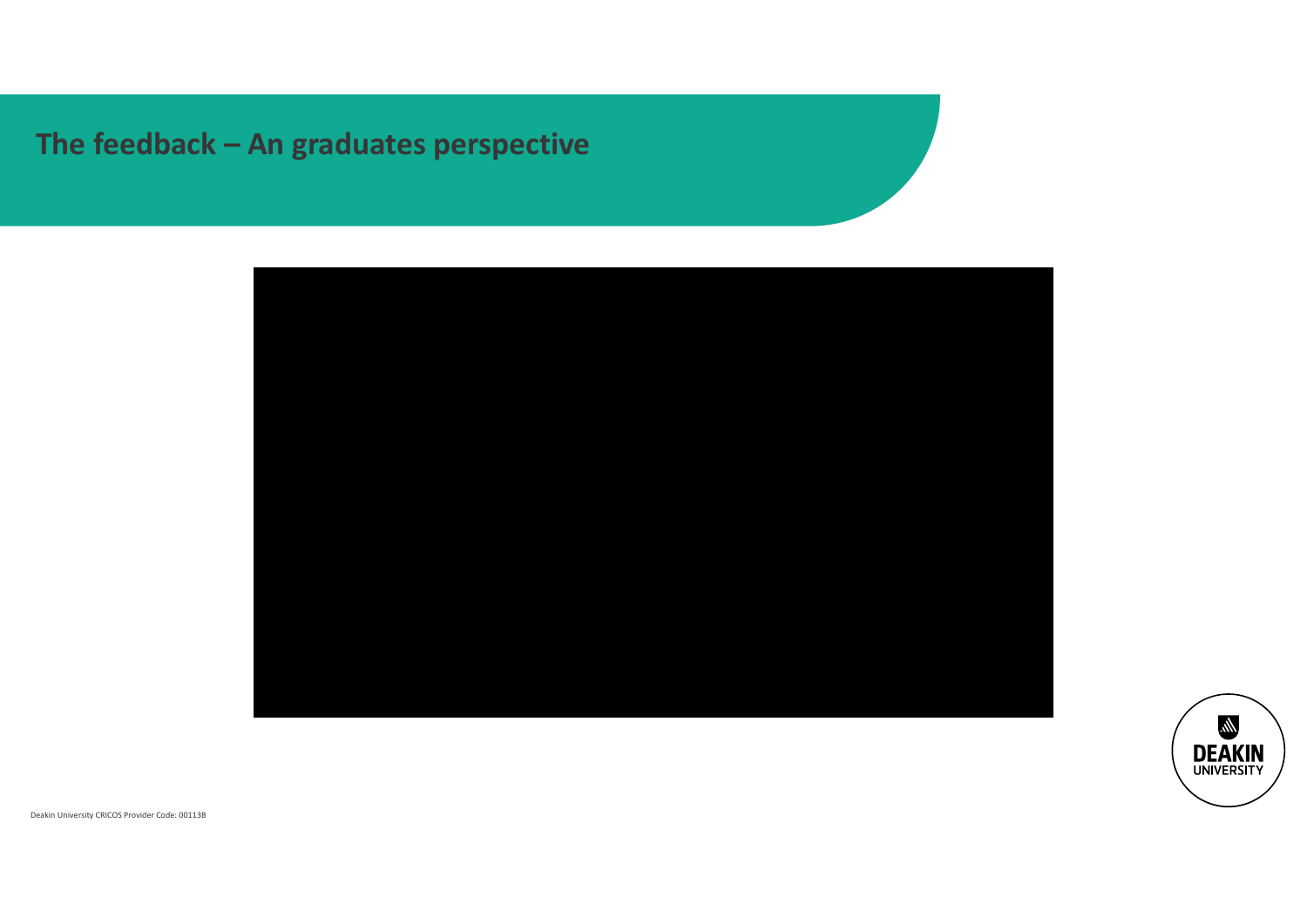# The feedback – An graduates perspective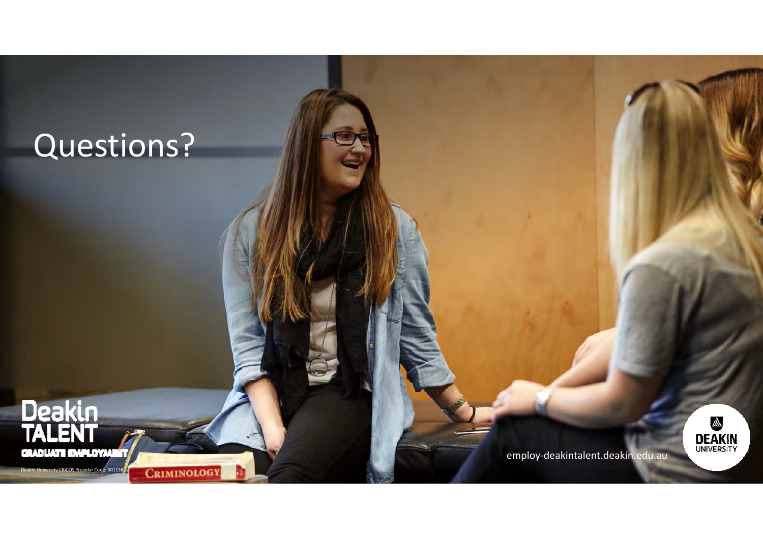# Questions?

Deakin TALENT

GRADUATE EMPLOYMENT

Deakin University CRICOS Provider Code: 00113B

employ-deakintalent.deakin.edu.au

DEAKIN UNIVERSITY